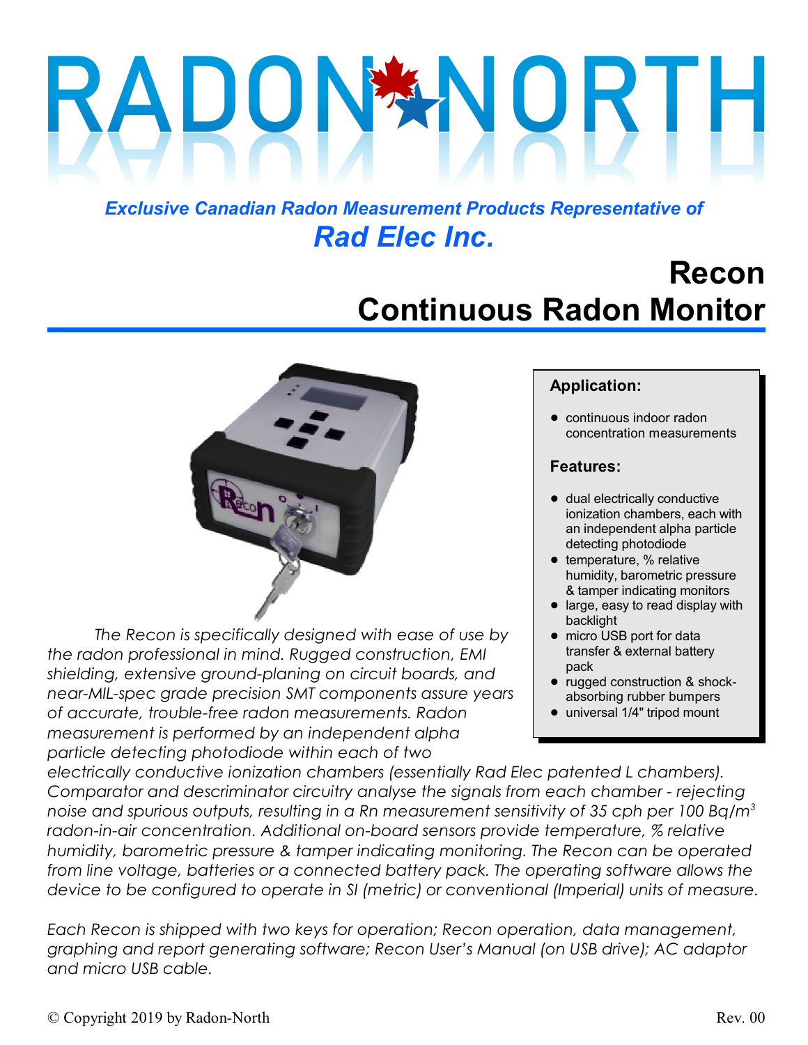# RADON NORTH

***Exclusive Canadian Radon Measurement Products Representative of***

***Rad Elec Inc.***

## Recon Continuous Radon Monitor

*The Recon is specifically designed with ease of use by the radon professional in mind. Rugged construction, EMI shielding, extensive ground-planing on circuit boards, and near-MIL-spec grade precision SMT components assure years of accurate, trouble-free radon measurements. Radon measurement is performed by an independent alpha particle detecting photodiode within each of two electrically conductive ionization chambers (essentially Rad Elec patented L chambers). Comparator and descriminator circuitry analyse the signals from each chamber - rejecting noise and spurious outputs, resulting in a Rn measurement sensitivity of 35 cph per 100 Bq/m$^3$ radon-in-air concentration. Additional on-board sensors provide temperature, % relative humidity, barometric pressure & tamper indicating monitoring. The Recon can be operated from line voltage, batteries or a connected battery pack. The operating software allows the device to be configured to operate in SI (metric) or conventional (Imperial) units of measure.*

*Each Recon is shipped with two keys for operation; Recon operation, data management, graphing and report generating software; Recon User's Manual (on USB drive); AC adaptor and micro USB cable.*

**Application:**

- continuous indoor radon concentration measurements

**Features:**

- dual electrically conductive ionization chambers, each with an independent alpha particle detecting photodiode
- temperature, % relative humidity, barometric pressure & tamper indicating monitors
- large, easy to read display with backlight
- micro USB port for data transfer & external battery pack
- rugged construction & shock-absorbing rubber bumpers
- universal 1/4" tripod mount

© Copyright 2019 by Radon-North Rev. 00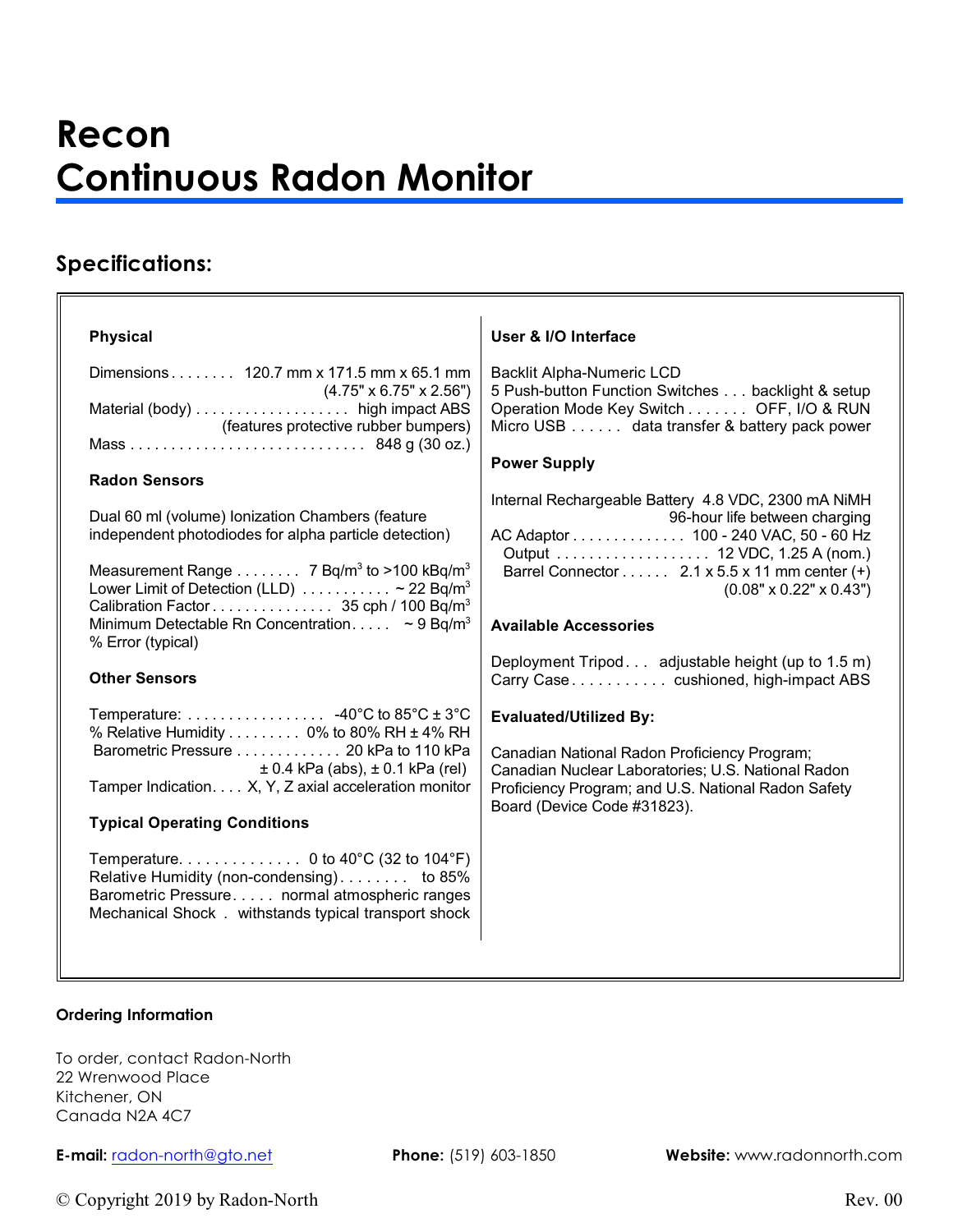# Recon
# Continuous Radon Monitor

## Specifications:

### Physical

Dimensions . . . . . . . . 120.7 mm x 171.5 mm x 65.1 mm (4.75" x 6.75" x 2.56")
Material (body) . . . . . . . . . . . . . . . . . . . high impact ABS (features protective rubber bumpers)
Mass . . . . . . . . . . . . . . . . . . . . . . . . . . . . . 848 g (30 oz.)

### Radon Sensors

Dual 60 ml (volume) Ionization Chambers (feature independent photodiodes for alpha particle detection)

Measurement Range . . . . . . . . 7 Bq/m³ to >100 kBq/m³
Lower Limit of Detection (LLD) . . . . . . . . . . . ~ 22 Bq/m³
Calibration Factor . . . . . . . . . . . . . . . 35 cph / 100 Bq/m³
Minimum Detectable Rn Concentration . . . . . ~ 9 Bq/m³
% Error (typical)

### Other Sensors

Temperature: . . . . . . . . . . . . . . . . . -40°C to 85°C ± 3°C
% Relative Humidity . . . . . . . . . 0% to 80% RH ± 4% RH
Barometric Pressure . . . . . . . . . . . . . 20 kPa to 110 kPa ± 0.4 kPa (abs), ± 0.1 kPa (rel)
Tamper Indication. . . . X, Y, Z axial acceleration monitor

### Typical Operating Conditions

Temperature. . . . . . . . . . . . . . 0 to 40°C (32 to 104°F)
Relative Humidity (non-condensing) . . . . . . . . to 85%
Barometric Pressure. . . . . normal atmospheric ranges
Mechanical Shock . withstands typical transport shock

### User & I/O Interface

Backlit Alpha-Numeric LCD
5 Push-button Function Switches . . . backlight & setup
Operation Mode Key Switch . . . . . . . OFF, I/O & RUN
Micro USB . . . . . . data transfer & battery pack power

### Power Supply

Internal Rechargeable Battery 4.8 VDC, 2300 mA NiMH 96-hour life between charging
AC Adaptor . . . . . . . . . . . . . . 100 - 240 VAC, 50 - 60 Hz
Output . . . . . . . . . . . . . . . . . . . 12 VDC, 1.25 A (nom.)
Barrel Connector . . . . . . 2.1 x 5.5 x 11 mm center (+) (0.08" x 0.22" x 0.43")

### Available Accessories

Deployment Tripod . . . adjustable height (up to 1.5 m)
Carry Case . . . . . . . . . . . cushioned, high-impact ABS

### Evaluated/Utilized By:

Canadian National Radon Proficiency Program; Canadian Nuclear Laboratories; U.S. National Radon Proficiency Program; and U.S. National Radon Safety Board (Device Code #31823).

### Ordering Information

To order, contact Radon-North
22 Wrenwood Place
Kitchener, ON
Canada N2A 4C7

**E-mail:** radon-north@gto.net **Phone:** (519) 603-1850 **Website:** www.radonnorth.com

© Copyright 2019 by Radon-North Rev. 00